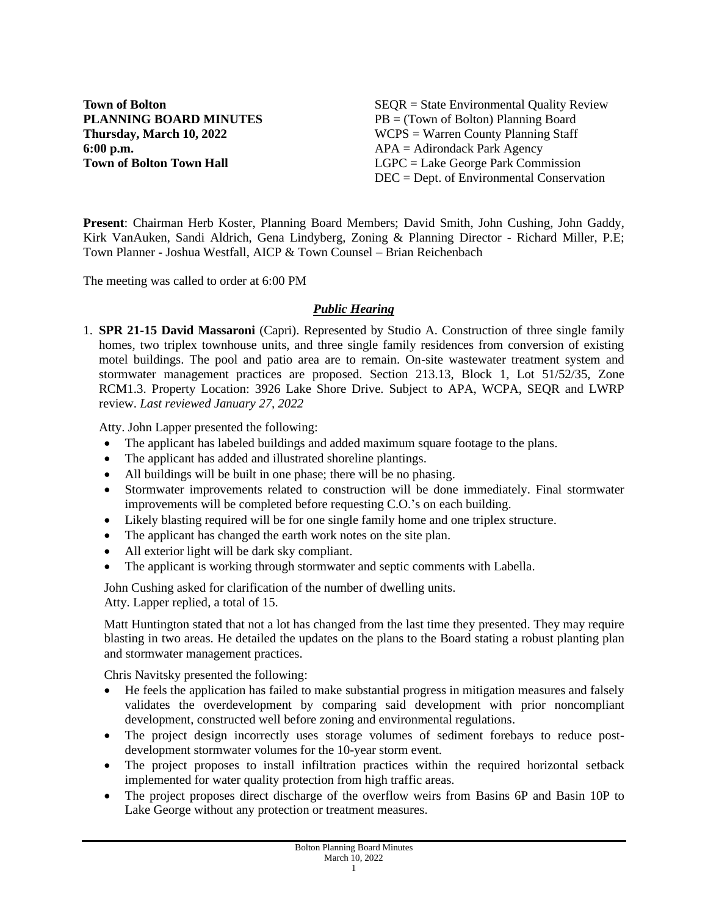**Town of Bolton**
**PLANNING BOARD MINUTES**
**Thursday, March 10, 2022**
**6:00 p.m.**
**Town of Bolton Town Hall**

SEQR = State Environmental Quality Review
PB = (Town of Bolton) Planning Board
WCPS = Warren County Planning Staff
APA = Adirondack Park Agency
LGPC = Lake George Park Commission
DEC = Dept. of Environmental Conservation

**Present**: Chairman Herb Koster, Planning Board Members; David Smith, John Cushing, John Gaddy, Kirk VanAuken, Sandi Aldrich, Gena Lindyberg, Zoning & Planning Director - Richard Miller, P.E; Town Planner - Joshua Westfall, AICP & Town Counsel – Brian Reichenbach

The meeting was called to order at 6:00 PM

## *Public Hearing*

1. **SPR 21-15 David Massaroni** (Capri). Represented by Studio A. Construction of three single family homes, two triplex townhouse units, and three single family residences from conversion of existing motel buildings. The pool and patio area are to remain. On-site wastewater treatment system and stormwater management practices are proposed. Section 213.13, Block 1, Lot 51/52/35, Zone RCM1.3. Property Location: 3926 Lake Shore Drive. Subject to APA, WCPA, SEQR and LWRP review. *Last reviewed January 27, 2022*

   Atty. John Lapper presented the following:
   - The applicant has labeled buildings and added maximum square footage to the plans.
   - The applicant has added and illustrated shoreline plantings.
   - All buildings will be built in one phase; there will be no phasing.
   - Stormwater improvements related to construction will be done immediately. Final stormwater improvements will be completed before requesting C.O.'s on each building.
   - Likely blasting required will be for one single family home and one triplex structure.
   - The applicant has changed the earth work notes on the site plan.
   - All exterior light will be dark sky compliant.
   - The applicant is working through stormwater and septic comments with Labella.

   John Cushing asked for clarification of the number of dwelling units.
   Atty. Lapper replied, a total of 15.

   Matt Huntington stated that not a lot has changed from the last time they presented. They may require blasting in two areas. He detailed the updates on the plans to the Board stating a robust planting plan and stormwater management practices.

   Chris Navitsky presented the following:
   - He feels the application has failed to make substantial progress in mitigation measures and falsely validates the overdevelopment by comparing said development with prior noncompliant development, constructed well before zoning and environmental regulations.
   - The project design incorrectly uses storage volumes of sediment forebays to reduce post-development stormwater volumes for the 10-year storm event.
   - The project proposes to install infiltration practices within the required horizontal setback implemented for water quality protection from high traffic areas.
   - The project proposes direct discharge of the overflow weirs from Basins 6P and Basin 10P to Lake George without any protection or treatment measures.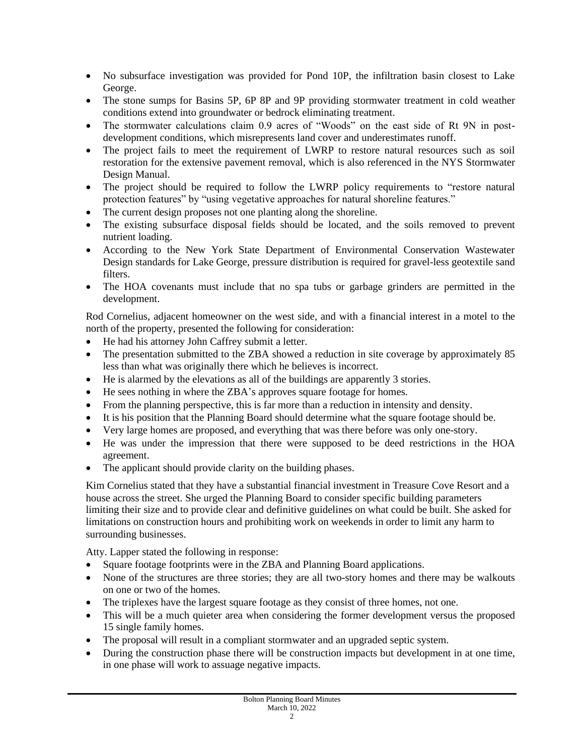- No subsurface investigation was provided for Pond 10P, the infiltration basin closest to Lake George.
- The stone sumps for Basins 5P, 6P 8P and 9P providing stormwater treatment in cold weather conditions extend into groundwater or bedrock eliminating treatment.
- The stormwater calculations claim 0.9 acres of "Woods" on the east side of Rt 9N in post-development conditions, which misrepresents land cover and underestimates runoff.
- The project fails to meet the requirement of LWRP to restore natural resources such as soil restoration for the extensive pavement removal, which is also referenced in the NYS Stormwater Design Manual.
- The project should be required to follow the LWRP policy requirements to "restore natural protection features" by "using vegetative approaches for natural shoreline features."
- The current design proposes not one planting along the shoreline.
- The existing subsurface disposal fields should be located, and the soils removed to prevent nutrient loading.
- According to the New York State Department of Environmental Conservation Wastewater Design standards for Lake George, pressure distribution is required for gravel-less geotextile sand filters.
- The HOA covenants must include that no spa tubs or garbage grinders are permitted in the development.

Rod Cornelius, adjacent homeowner on the west side, and with a financial interest in a motel to the north of the property, presented the following for consideration:

- He had his attorney John Caffrey submit a letter.
- The presentation submitted to the ZBA showed a reduction in site coverage by approximately 85 less than what was originally there which he believes is incorrect.
- He is alarmed by the elevations as all of the buildings are apparently 3 stories.
- He sees nothing in where the ZBA's approves square footage for homes.
- From the planning perspective, this is far more than a reduction in intensity and density.
- It is his position that the Planning Board should determine what the square footage should be.
- Very large homes are proposed, and everything that was there before was only one-story.
- He was under the impression that there were supposed to be deed restrictions in the HOA agreement.
- The applicant should provide clarity on the building phases.

Kim Cornelius stated that they have a substantial financial investment in Treasure Cove Resort and a house across the street. She urged the Planning Board to consider specific building parameters limiting their size and to provide clear and definitive guidelines on what could be built. She asked for limitations on construction hours and prohibiting work on weekends in order to limit any harm to surrounding businesses.

Atty. Lapper stated the following in response:

- Square footage footprints were in the ZBA and Planning Board applications.
- None of the structures are three stories; they are all two-story homes and there may be walkouts on one or two of the homes.
- The triplexes have the largest square footage as they consist of three homes, not one.
- This will be a much quieter area when considering the former development versus the proposed 15 single family homes.
- The proposal will result in a compliant stormwater and an upgraded septic system.
- During the construction phase there will be construction impacts but development in at one time, in one phase will work to assuage negative impacts.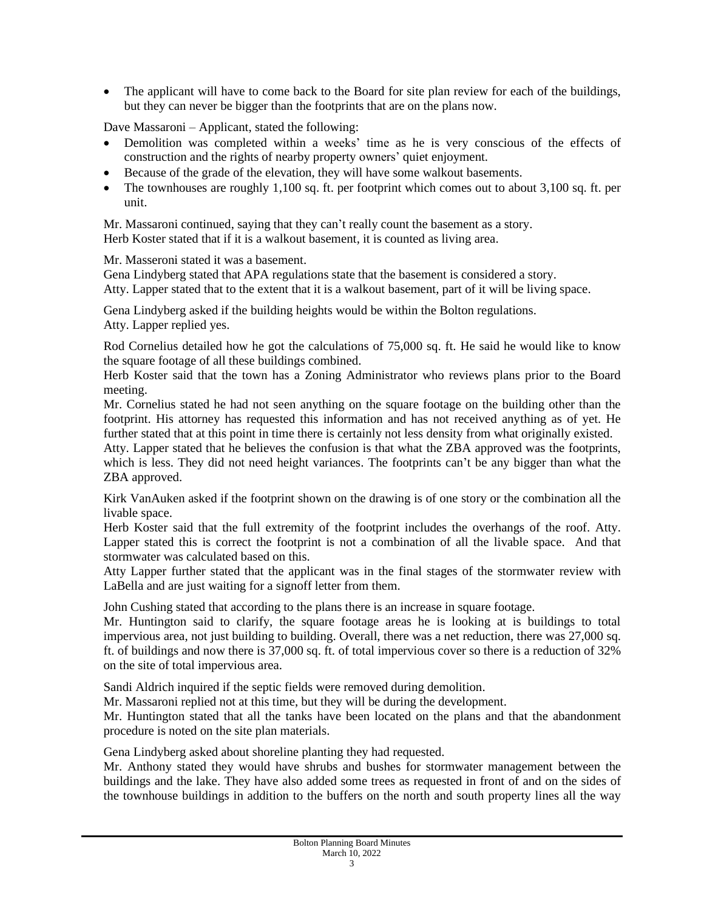- The applicant will have to come back to the Board for site plan review for each of the buildings, but they can never be bigger than the footprints that are on the plans now.

Dave Massaroni – Applicant, stated the following:

- Demolition was completed within a weeks' time as he is very conscious of the effects of construction and the rights of nearby property owners' quiet enjoyment.
- Because of the grade of the elevation, they will have some walkout basements.
- The townhouses are roughly 1,100 sq. ft. per footprint which comes out to about 3,100 sq. ft. per unit.

Mr. Massaroni continued, saying that they can't really count the basement as a story.
Herb Koster stated that if it is a walkout basement, it is counted as living area.

Mr. Masseroni stated it was a basement.
Gena Lindyberg stated that APA regulations state that the basement is considered a story.
Atty. Lapper stated that to the extent that it is a walkout basement, part of it will be living space.

Gena Lindyberg asked if the building heights would be within the Bolton regulations.
Atty. Lapper replied yes.

Rod Cornelius detailed how he got the calculations of 75,000 sq. ft. He said he would like to know the square footage of all these buildings combined.
Herb Koster said that the town has a Zoning Administrator who reviews plans prior to the Board meeting.
Mr. Cornelius stated he had not seen anything on the square footage on the building other than the footprint. His attorney has requested this information and has not received anything as of yet. He further stated that at this point in time there is certainly not less density from what originally existed.
Atty. Lapper stated that he believes the confusion is that what the ZBA approved was the footprints, which is less. They did not need height variances. The footprints can't be any bigger than what the ZBA approved.

Kirk VanAuken asked if the footprint shown on the drawing is of one story or the combination all the livable space.
Herb Koster said that the full extremity of the footprint includes the overhangs of the roof. Atty. Lapper stated this is correct the footprint is not a combination of all the livable space. And that stormwater was calculated based on this.
Atty Lapper further stated that the applicant was in the final stages of the stormwater review with LaBella and are just waiting for a signoff letter from them.

John Cushing stated that according to the plans there is an increase in square footage.
Mr. Huntington said to clarify, the square footage areas he is looking at is buildings to total impervious area, not just building to building. Overall, there was a net reduction, there was 27,000 sq. ft. of buildings and now there is 37,000 sq. ft. of total impervious cover so there is a reduction of 32% on the site of total impervious area.

Sandi Aldrich inquired if the septic fields were removed during demolition.
Mr. Massaroni replied not at this time, but they will be during the development.
Mr. Huntington stated that all the tanks have been located on the plans and that the abandonment procedure is noted on the site plan materials.

Gena Lindyberg asked about shoreline planting they had requested.
Mr. Anthony stated they would have shrubs and bushes for stormwater management between the buildings and the lake. They have also added some trees as requested in front of and on the sides of the townhouse buildings in addition to the buffers on the north and south property lines all the way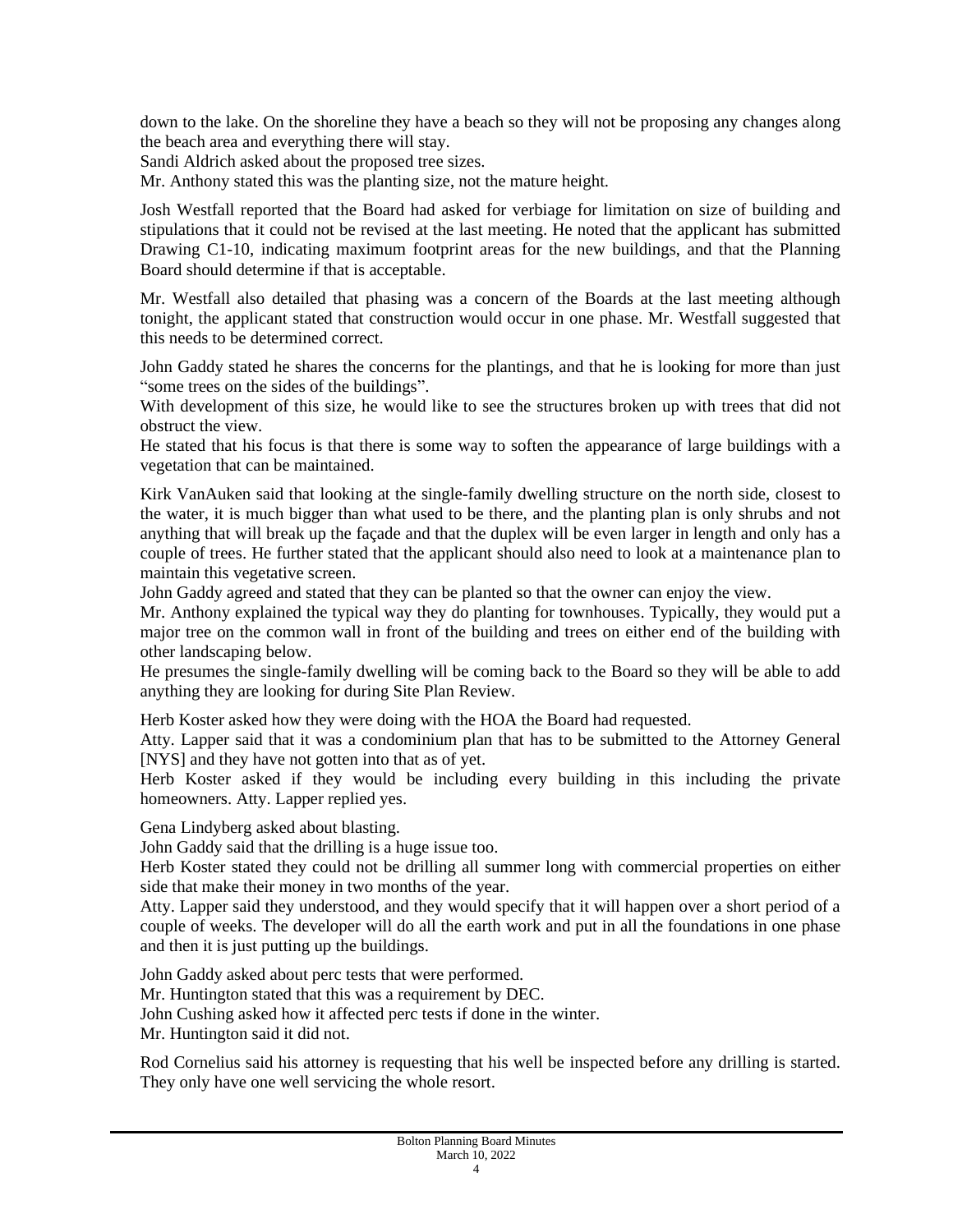down to the lake. On the shoreline they have a beach so they will not be proposing any changes along the beach area and everything there will stay.

Sandi Aldrich asked about the proposed tree sizes.

Mr. Anthony stated this was the planting size, not the mature height.

Josh Westfall reported that the Board had asked for verbiage for limitation on size of building and stipulations that it could not be revised at the last meeting. He noted that the applicant has submitted Drawing C1-10, indicating maximum footprint areas for the new buildings, and that the Planning Board should determine if that is acceptable.

Mr. Westfall also detailed that phasing was a concern of the Boards at the last meeting although tonight, the applicant stated that construction would occur in one phase. Mr. Westfall suggested that this needs to be determined correct.

John Gaddy stated he shares the concerns for the plantings, and that he is looking for more than just "some trees on the sides of the buildings".

With development of this size, he would like to see the structures broken up with trees that did not obstruct the view.

He stated that his focus is that there is some way to soften the appearance of large buildings with a vegetation that can be maintained.

Kirk VanAuken said that looking at the single-family dwelling structure on the north side, closest to the water, it is much bigger than what used to be there, and the planting plan is only shrubs and not anything that will break up the façade and that the duplex will be even larger in length and only has a couple of trees. He further stated that the applicant should also need to look at a maintenance plan to maintain this vegetative screen.

John Gaddy agreed and stated that they can be planted so that the owner can enjoy the view.

Mr. Anthony explained the typical way they do planting for townhouses. Typically, they would put a major tree on the common wall in front of the building and trees on either end of the building with other landscaping below.

He presumes the single-family dwelling will be coming back to the Board so they will be able to add anything they are looking for during Site Plan Review.

Herb Koster asked how they were doing with the HOA the Board had requested.

Atty. Lapper said that it was a condominium plan that has to be submitted to the Attorney General [NYS] and they have not gotten into that as of yet.

Herb Koster asked if they would be including every building in this including the private homeowners. Atty. Lapper replied yes.

Gena Lindyberg asked about blasting.

John Gaddy said that the drilling is a huge issue too.

Herb Koster stated they could not be drilling all summer long with commercial properties on either side that make their money in two months of the year.

Atty. Lapper said they understood, and they would specify that it will happen over a short period of a couple of weeks. The developer will do all the earth work and put in all the foundations in one phase and then it is just putting up the buildings.

John Gaddy asked about perc tests that were performed.

Mr. Huntington stated that this was a requirement by DEC.

John Cushing asked how it affected perc tests if done in the winter.

Mr. Huntington said it did not.

Rod Cornelius said his attorney is requesting that his well be inspected before any drilling is started. They only have one well servicing the whole resort.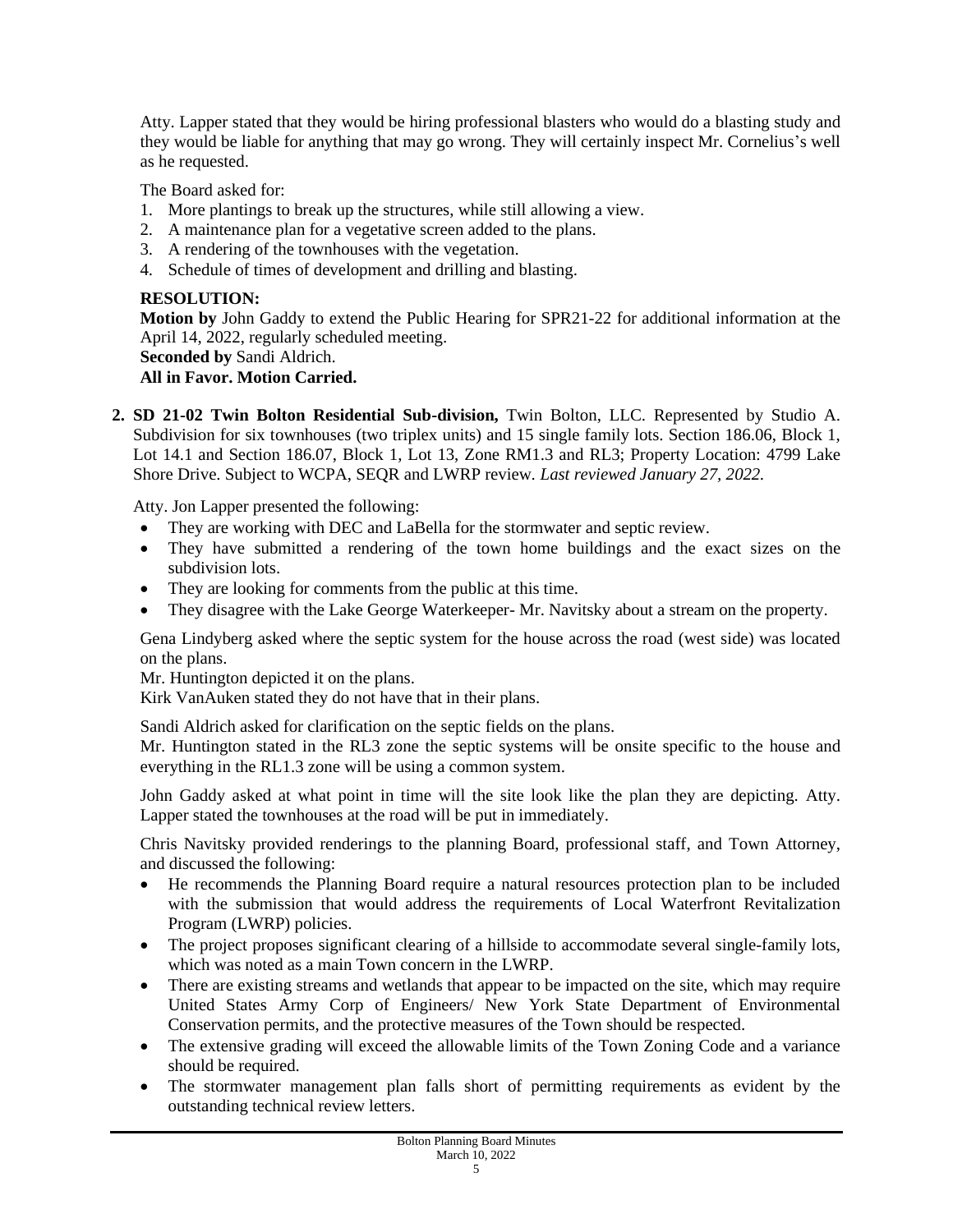Atty. Lapper stated that they would be hiring professional blasters who would do a blasting study and they would be liable for anything that may go wrong. They will certainly inspect Mr. Cornelius's well as he requested.

The Board asked for:

1. More plantings to break up the structures, while still allowing a view.
2. A maintenance plan for a vegetative screen added to the plans.
3. A rendering of the townhouses with the vegetation.
4. Schedule of times of development and drilling and blasting.

**RESOLUTION:**
**Motion by** John Gaddy to extend the Public Hearing for SPR21-22 for additional information at the April 14, 2022, regularly scheduled meeting.
**Seconded by** Sandi Aldrich.
**All in Favor. Motion Carried.**

**2. SD 21-02 Twin Bolton Residential Sub-division,** Twin Bolton, LLC. Represented by Studio A. Subdivision for six townhouses (two triplex units) and 15 single family lots. Section 186.06, Block 1, Lot 14.1 and Section 186.07, Block 1, Lot 13, Zone RM1.3 and RL3; Property Location: 4799 Lake Shore Drive. Subject to WCPA, SEQR and LWRP review. *Last reviewed January 27, 2022.*

Atty. Jon Lapper presented the following:

- They are working with DEC and LaBella for the stormwater and septic review.
- They have submitted a rendering of the town home buildings and the exact sizes on the subdivision lots.
- They are looking for comments from the public at this time.
- They disagree with the Lake George Waterkeeper- Mr. Navitsky about a stream on the property.

Gena Lindyberg asked where the septic system for the house across the road (west side) was located on the plans.
Mr. Huntington depicted it on the plans.
Kirk VanAuken stated they do not have that in their plans.

Sandi Aldrich asked for clarification on the septic fields on the plans.
Mr. Huntington stated in the RL3 zone the septic systems will be onsite specific to the house and everything in the RL1.3 zone will be using a common system.

John Gaddy asked at what point in time will the site look like the plan they are depicting. Atty. Lapper stated the townhouses at the road will be put in immediately.

Chris Navitsky provided renderings to the planning Board, professional staff, and Town Attorney, and discussed the following:

- He recommends the Planning Board require a natural resources protection plan to be included with the submission that would address the requirements of Local Waterfront Revitalization Program (LWRP) policies.
- The project proposes significant clearing of a hillside to accommodate several single-family lots, which was noted as a main Town concern in the LWRP.
- There are existing streams and wetlands that appear to be impacted on the site, which may require United States Army Corp of Engineers/ New York State Department of Environmental Conservation permits, and the protective measures of the Town should be respected.
- The extensive grading will exceed the allowable limits of the Town Zoning Code and a variance should be required.
- The stormwater management plan falls short of permitting requirements as evident by the outstanding technical review letters.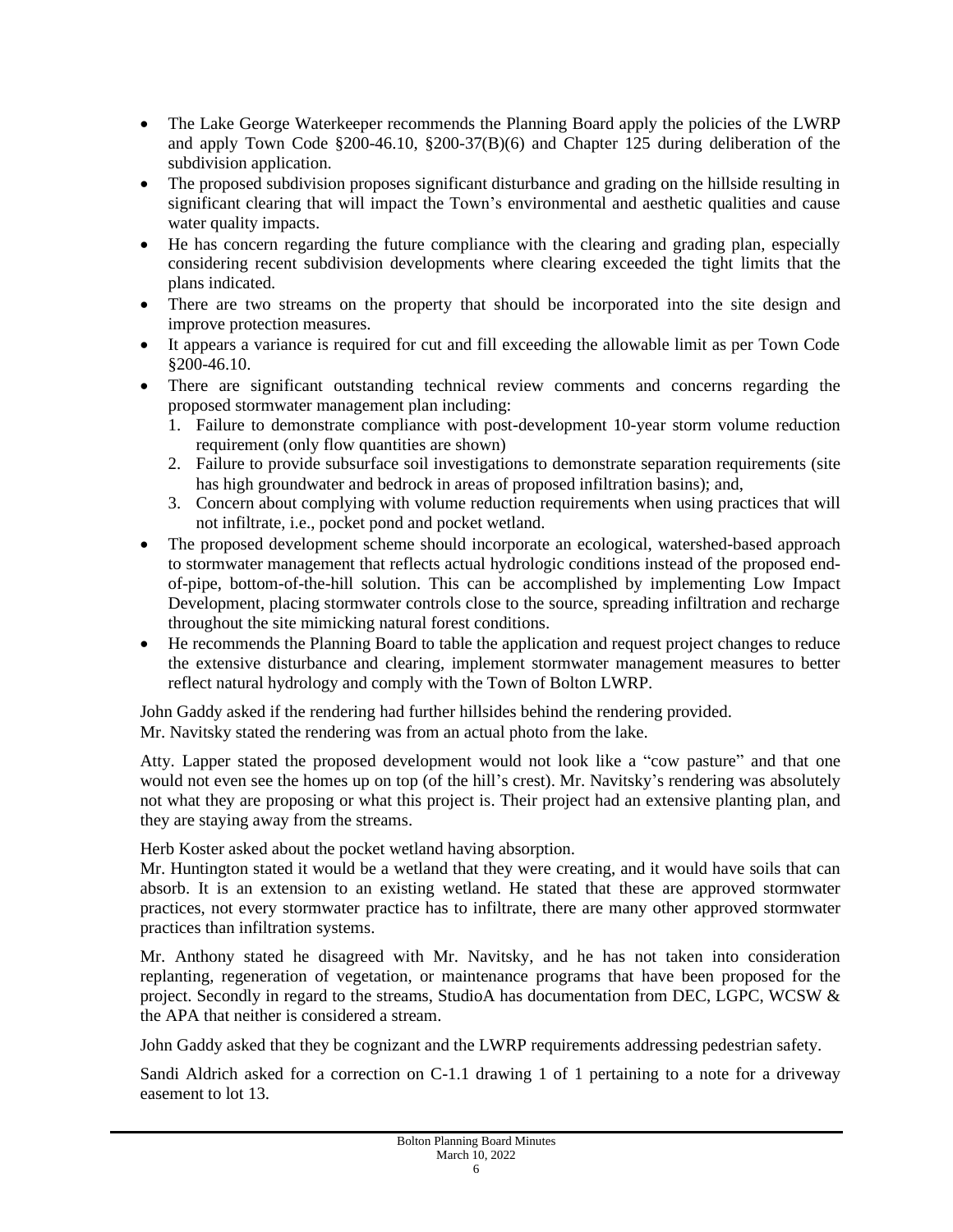- The Lake George Waterkeeper recommends the Planning Board apply the policies of the LWRP and apply Town Code §200-46.10, §200-37(B)(6) and Chapter 125 during deliberation of the subdivision application.
- The proposed subdivision proposes significant disturbance and grading on the hillside resulting in significant clearing that will impact the Town's environmental and aesthetic qualities and cause water quality impacts.
- He has concern regarding the future compliance with the clearing and grading plan, especially considering recent subdivision developments where clearing exceeded the tight limits that the plans indicated.
- There are two streams on the property that should be incorporated into the site design and improve protection measures.
- It appears a variance is required for cut and fill exceeding the allowable limit as per Town Code §200-46.10.
- There are significant outstanding technical review comments and concerns regarding the proposed stormwater management plan including:
  1. Failure to demonstrate compliance with post-development 10-year storm volume reduction requirement (only flow quantities are shown)
  2. Failure to provide subsurface soil investigations to demonstrate separation requirements (site has high groundwater and bedrock in areas of proposed infiltration basins); and,
  3. Concern about complying with volume reduction requirements when using practices that will not infiltrate, i.e., pocket pond and pocket wetland.
- The proposed development scheme should incorporate an ecological, watershed-based approach to stormwater management that reflects actual hydrologic conditions instead of the proposed end-of-pipe, bottom-of-the-hill solution. This can be accomplished by implementing Low Impact Development, placing stormwater controls close to the source, spreading infiltration and recharge throughout the site mimicking natural forest conditions.
- He recommends the Planning Board to table the application and request project changes to reduce the extensive disturbance and clearing, implement stormwater management measures to better reflect natural hydrology and comply with the Town of Bolton LWRP.

John Gaddy asked if the rendering had further hillsides behind the rendering provided.
Mr. Navitsky stated the rendering was from an actual photo from the lake.

Atty. Lapper stated the proposed development would not look like a "cow pasture" and that one would not even see the homes up on top (of the hill's crest). Mr. Navitsky's rendering was absolutely not what they are proposing or what this project is. Their project had an extensive planting plan, and they are staying away from the streams.

Herb Koster asked about the pocket wetland having absorption.
Mr. Huntington stated it would be a wetland that they were creating, and it would have soils that can absorb. It is an extension to an existing wetland. He stated that these are approved stormwater practices, not every stormwater practice has to infiltrate, there are many other approved stormwater practices than infiltration systems.

Mr. Anthony stated he disagreed with Mr. Navitsky, and he has not taken into consideration replanting, regeneration of vegetation, or maintenance programs that have been proposed for the project. Secondly in regard to the streams, StudioA has documentation from DEC, LGPC, WCSW & the APA that neither is considered a stream.

John Gaddy asked that they be cognizant and the LWRP requirements addressing pedestrian safety.

Sandi Aldrich asked for a correction on C-1.1 drawing 1 of 1 pertaining to a note for a driveway easement to lot 13.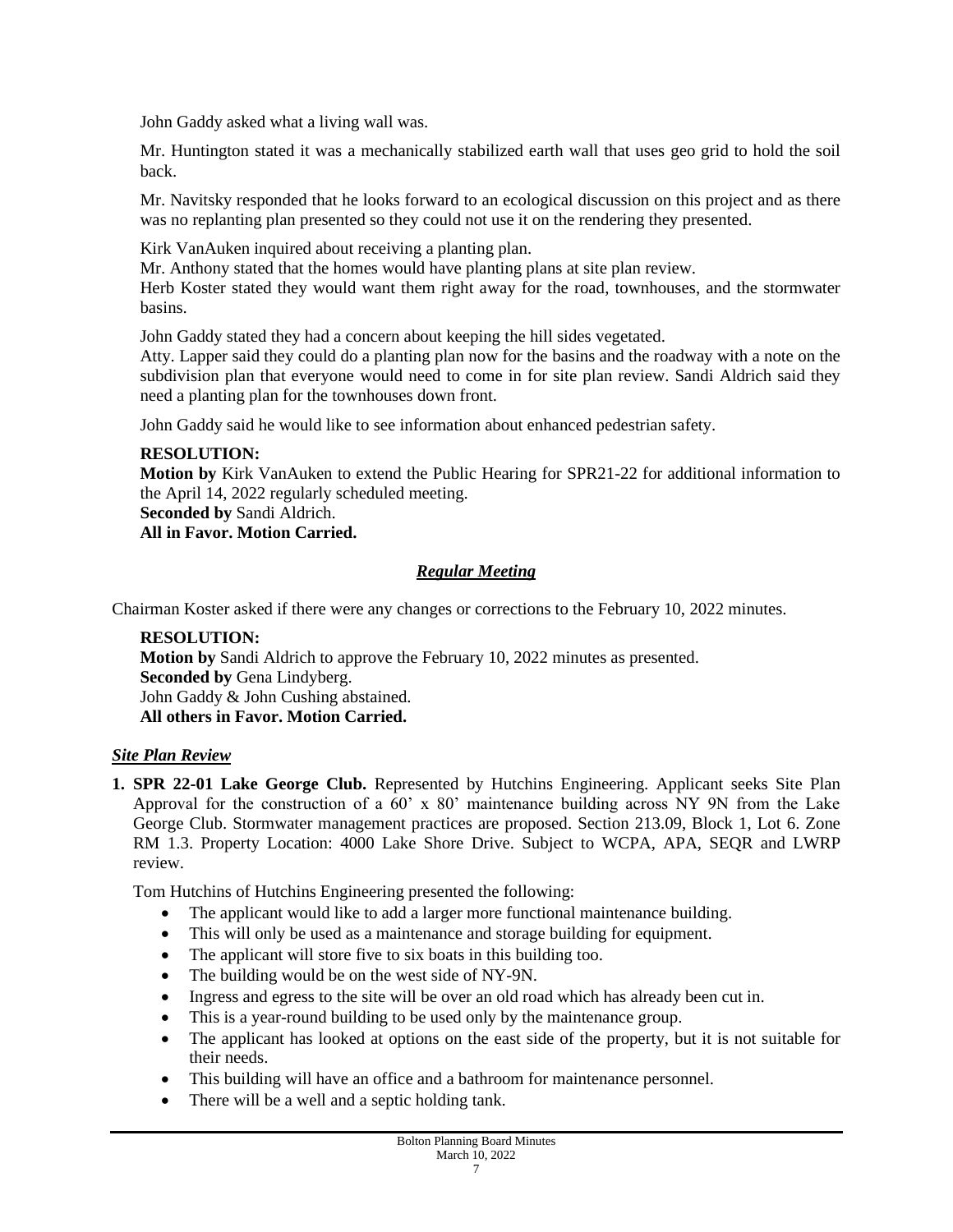John Gaddy asked what a living wall was.

Mr. Huntington stated it was a mechanically stabilized earth wall that uses geo grid to hold the soil back.

Mr. Navitsky responded that he looks forward to an ecological discussion on this project and as there was no replanting plan presented so they could not use it on the rendering they presented.

Kirk VanAuken inquired about receiving a planting plan.
Mr. Anthony stated that the homes would have planting plans at site plan review.
Herb Koster stated they would want them right away for the road, townhouses, and the stormwater basins.

John Gaddy stated they had a concern about keeping the hill sides vegetated.
Atty. Lapper said they could do a planting plan now for the basins and the roadway with a note on the subdivision plan that everyone would need to come in for site plan review. Sandi Aldrich said they need a planting plan for the townhouses down front.

John Gaddy said he would like to see information about enhanced pedestrian safety.

**RESOLUTION:**
**Motion by** Kirk VanAuken to extend the Public Hearing for SPR21-22 for additional information to the April 14, 2022 regularly scheduled meeting.
**Seconded by** Sandi Aldrich.
**All in Favor. Motion Carried.**

## ***Regular Meeting***

Chairman Koster asked if there were any changes or corrections to the February 10, 2022 minutes.

**RESOLUTION:**
**Motion by** Sandi Aldrich to approve the February 10, 2022 minutes as presented.
**Seconded by** Gena Lindyberg.
John Gaddy & John Cushing abstained.
**All others in Favor. Motion Carried.**

### ***Site Plan Review***

**1. SPR 22-01 Lake George Club.** Represented by Hutchins Engineering. Applicant seeks Site Plan Approval for the construction of a 60' x 80' maintenance building across NY 9N from the Lake George Club. Stormwater management practices are proposed. Section 213.09, Block 1, Lot 6. Zone RM 1.3. Property Location: 4000 Lake Shore Drive. Subject to WCPA, APA, SEQR and LWRP review.

Tom Hutchins of Hutchins Engineering presented the following:

- The applicant would like to add a larger more functional maintenance building.
- This will only be used as a maintenance and storage building for equipment.
- The applicant will store five to six boats in this building too.
- The building would be on the west side of NY-9N.
- Ingress and egress to the site will be over an old road which has already been cut in.
- This is a year-round building to be used only by the maintenance group.
- The applicant has looked at options on the east side of the property, but it is not suitable for their needs.
- This building will have an office and a bathroom for maintenance personnel.
- There will be a well and a septic holding tank.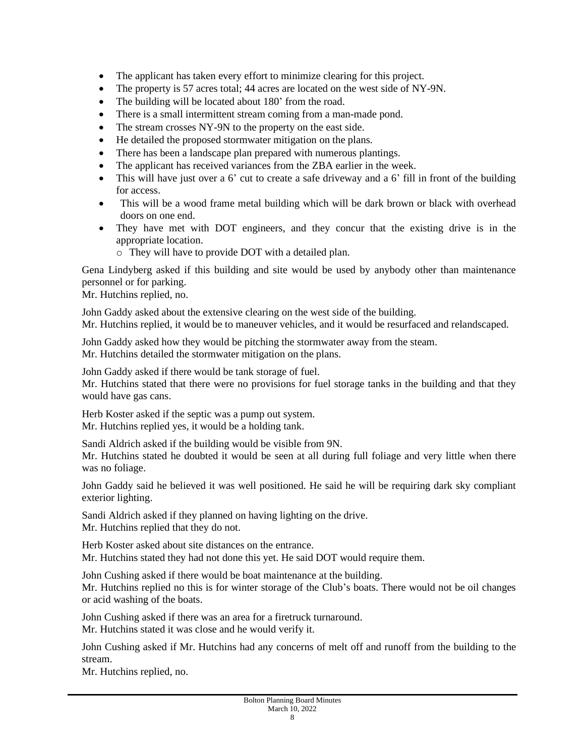- The applicant has taken every effort to minimize clearing for this project.
- The property is 57 acres total; 44 acres are located on the west side of NY-9N.
- The building will be located about 180' from the road.
- There is a small intermittent stream coming from a man-made pond.
- The stream crosses NY-9N to the property on the east side.
- He detailed the proposed stormwater mitigation on the plans.
- There has been a landscape plan prepared with numerous plantings.
- The applicant has received variances from the ZBA earlier in the week.
- This will have just over a 6' cut to create a safe driveway and a 6' fill in front of the building for access.
- This will be a wood frame metal building which will be dark brown or black with overhead doors on one end.
- They have met with DOT engineers, and they concur that the existing drive is in the appropriate location.
  - They will have to provide DOT with a detailed plan.

Gena Lindyberg asked if this building and site would be used by anybody other than maintenance personnel or for parking.
Mr. Hutchins replied, no.

John Gaddy asked about the extensive clearing on the west side of the building.
Mr. Hutchins replied, it would be to maneuver vehicles, and it would be resurfaced and relandscaped.

John Gaddy asked how they would be pitching the stormwater away from the steam.
Mr. Hutchins detailed the stormwater mitigation on the plans.

John Gaddy asked if there would be tank storage of fuel.
Mr. Hutchins stated that there were no provisions for fuel storage tanks in the building and that they would have gas cans.

Herb Koster asked if the septic was a pump out system.
Mr. Hutchins replied yes, it would be a holding tank.

Sandi Aldrich asked if the building would be visible from 9N.
Mr. Hutchins stated he doubted it would be seen at all during full foliage and very little when there was no foliage.

John Gaddy said he believed it was well positioned. He said he will be requiring dark sky compliant exterior lighting.

Sandi Aldrich asked if they planned on having lighting on the drive.
Mr. Hutchins replied that they do not.

Herb Koster asked about site distances on the entrance.
Mr. Hutchins stated they had not done this yet. He said DOT would require them.

John Cushing asked if there would be boat maintenance at the building.
Mr. Hutchins replied no this is for winter storage of the Club's boats. There would not be oil changes or acid washing of the boats.

John Cushing asked if there was an area for a firetruck turnaround.
Mr. Hutchins stated it was close and he would verify it.

John Cushing asked if Mr. Hutchins had any concerns of melt off and runoff from the building to the stream.
Mr. Hutchins replied, no.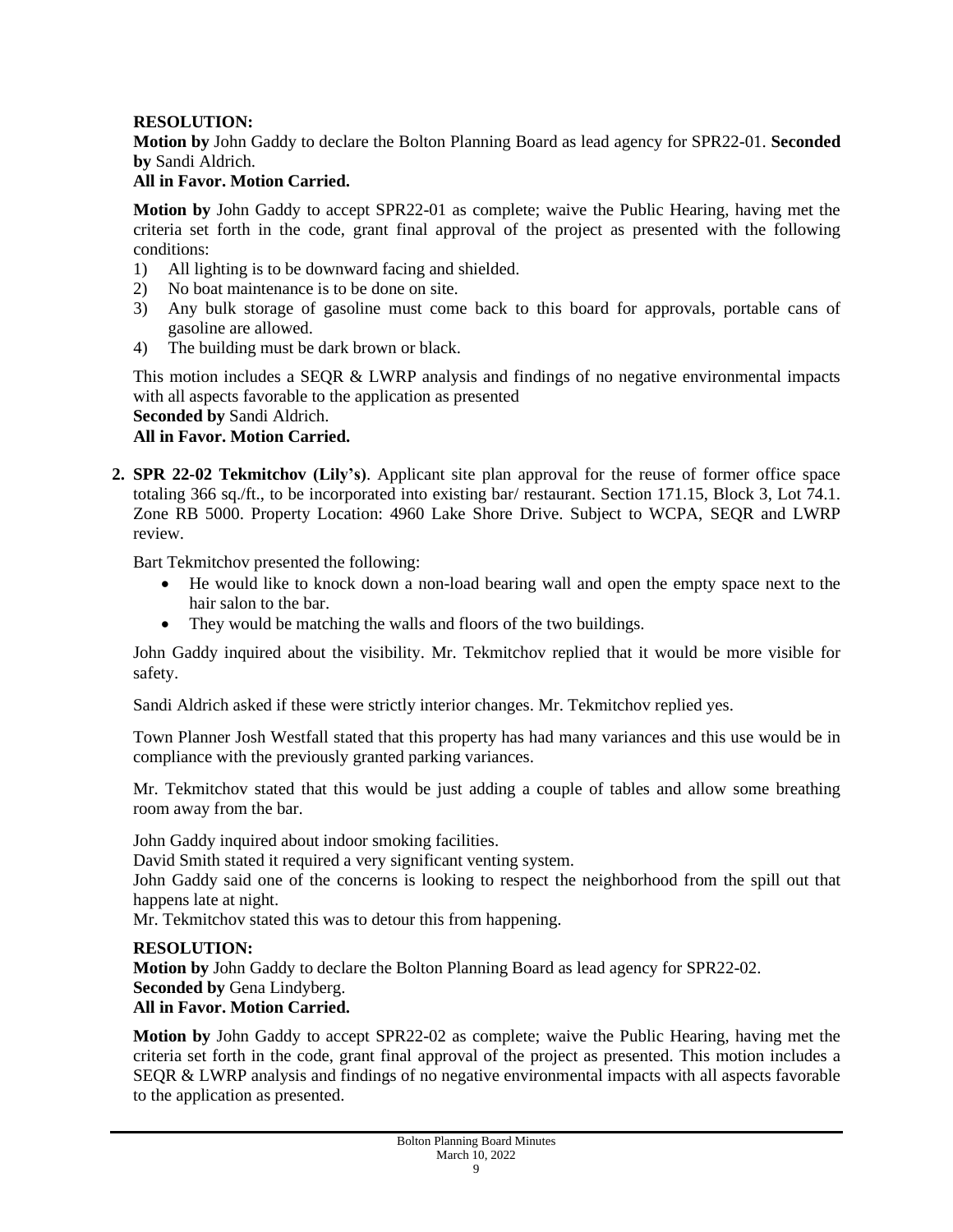**RESOLUTION:**
**Motion by** John Gaddy to declare the Bolton Planning Board as lead agency for SPR22-01. **Seconded by** Sandi Aldrich.
**All in Favor. Motion Carried.**

**Motion by** John Gaddy to accept SPR22-01 as complete; waive the Public Hearing, having met the criteria set forth in the code, grant final approval of the project as presented with the following conditions:

1) All lighting is to be downward facing and shielded.
2) No boat maintenance is to be done on site.
3) Any bulk storage of gasoline must come back to this board for approvals, portable cans of gasoline are allowed.
4) The building must be dark brown or black.

This motion includes a SEQR & LWRP analysis and findings of no negative environmental impacts with all aspects favorable to the application as presented
**Seconded by** Sandi Aldrich.
**All in Favor. Motion Carried.**

**2. SPR 22-02 Tekmitchov (Lily's)**. Applicant site plan approval for the reuse of former office space totaling 366 sq./ft., to be incorporated into existing bar/ restaurant. Section 171.15, Block 3, Lot 74.1. Zone RB 5000. Property Location: 4960 Lake Shore Drive. Subject to WCPA, SEQR and LWRP review.

Bart Tekmitchov presented the following:

- He would like to knock down a non-load bearing wall and open the empty space next to the hair salon to the bar.
- They would be matching the walls and floors of the two buildings.

John Gaddy inquired about the visibility. Mr. Tekmitchov replied that it would be more visible for safety.

Sandi Aldrich asked if these were strictly interior changes. Mr. Tekmitchov replied yes.

Town Planner Josh Westfall stated that this property has had many variances and this use would be in compliance with the previously granted parking variances.

Mr. Tekmitchov stated that this would be just adding a couple of tables and allow some breathing room away from the bar.

John Gaddy inquired about indoor smoking facilities.
David Smith stated it required a very significant venting system.
John Gaddy said one of the concerns is looking to respect the neighborhood from the spill out that happens late at night.
Mr. Tekmitchov stated this was to detour this from happening.

**RESOLUTION:**
**Motion by** John Gaddy to declare the Bolton Planning Board as lead agency for SPR22-02.
**Seconded by** Gena Lindyberg.
**All in Favor. Motion Carried.**

**Motion by** John Gaddy to accept SPR22-02 as complete; waive the Public Hearing, having met the criteria set forth in the code, grant final approval of the project as presented. This motion includes a SEQR & LWRP analysis and findings of no negative environmental impacts with all aspects favorable to the application as presented.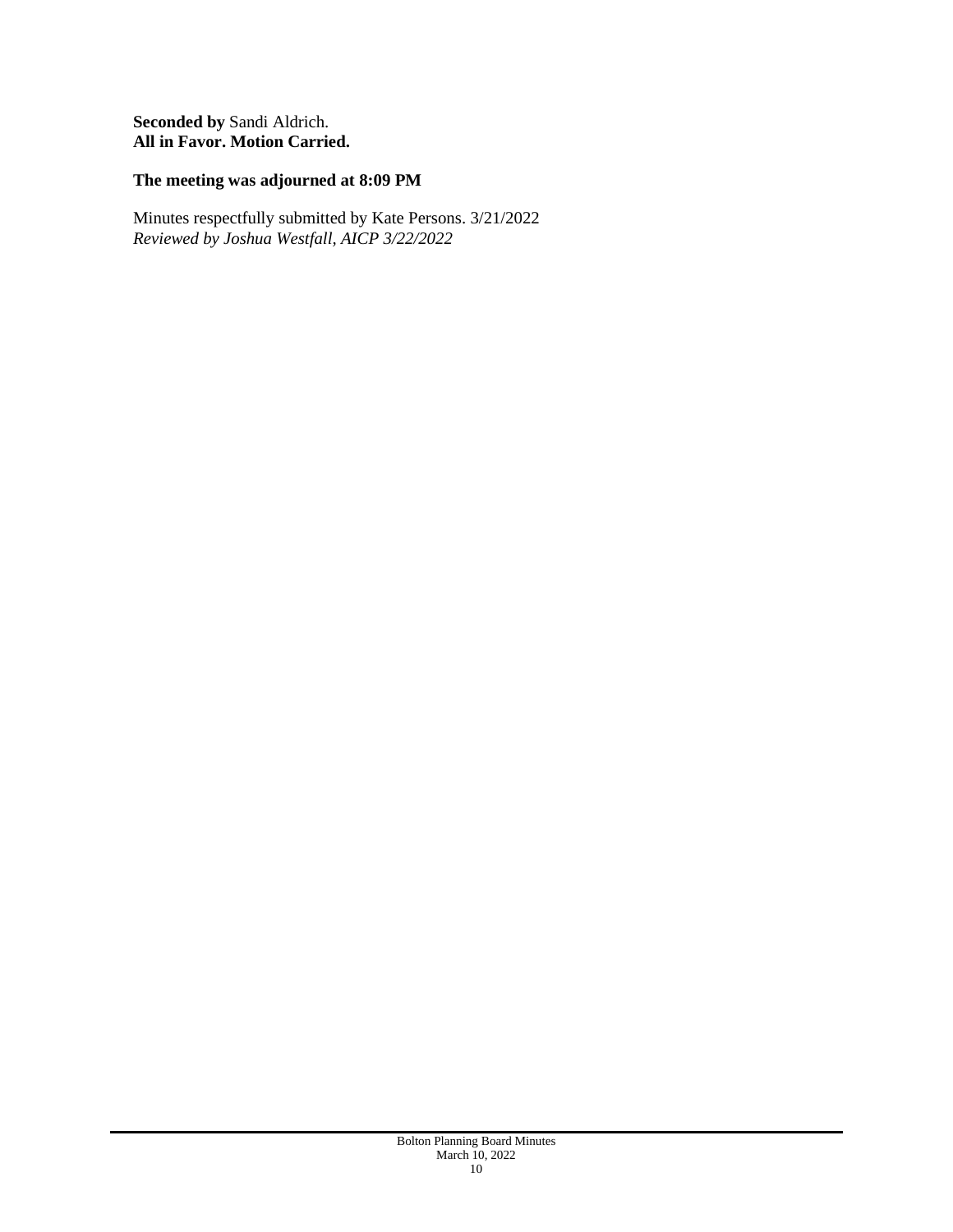**Seconded by** Sandi Aldrich.
**All in Favor. Motion Carried.**

**The meeting was adjourned at 8:09 PM**

Minutes respectfully submitted by Kate Persons. 3/21/2022
*Reviewed by Joshua Westfall, AICP 3/22/2022*